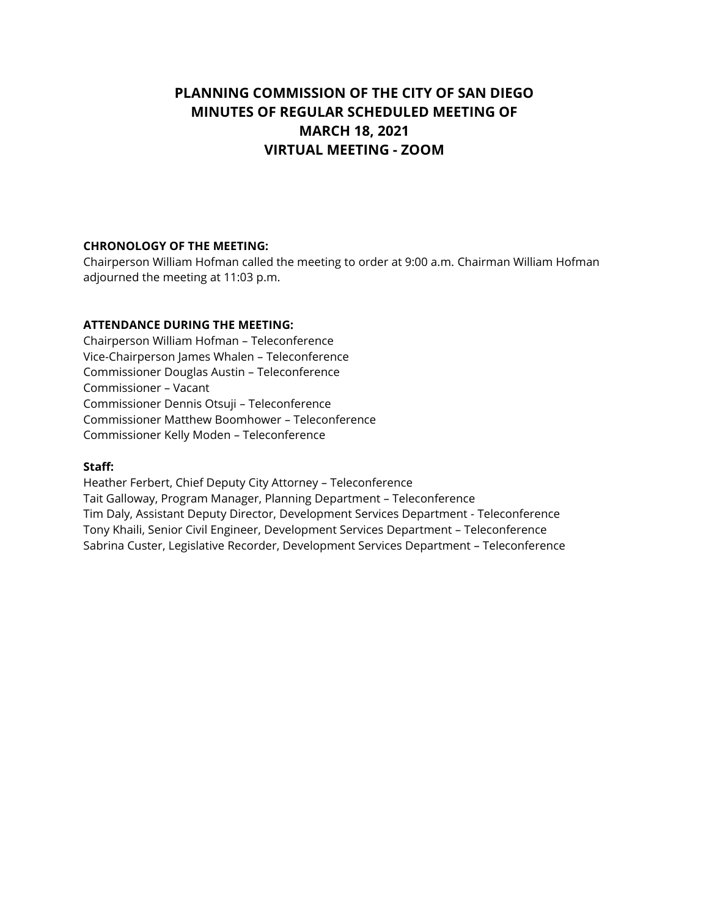# PLANNING COMMISSION OF THE CITY OF SAN DIEGO
# MINUTES OF REGULAR SCHEDULED MEETING OF
# MARCH 18, 2021
# VIRTUAL MEETING - ZOOM

**CHRONOLOGY OF THE MEETING:**
Chairperson William Hofman called the meeting to order at 9:00 a.m. Chairman William Hofman adjourned the meeting at 11:03 p.m.

**ATTENDANCE DURING THE MEETING:**
Chairperson William Hofman – Teleconference
Vice-Chairperson James Whalen – Teleconference
Commissioner Douglas Austin – Teleconference
Commissioner – Vacant
Commissioner Dennis Otsuji – Teleconference
Commissioner Matthew Boomhower – Teleconference
Commissioner Kelly Moden – Teleconference

**Staff:**
Heather Ferbert, Chief Deputy City Attorney – Teleconference
Tait Galloway, Program Manager, Planning Department – Teleconference
Tim Daly, Assistant Deputy Director, Development Services Department - Teleconference
Tony Khaili, Senior Civil Engineer, Development Services Department – Teleconference
Sabrina Custer, Legislative Recorder, Development Services Department – Teleconference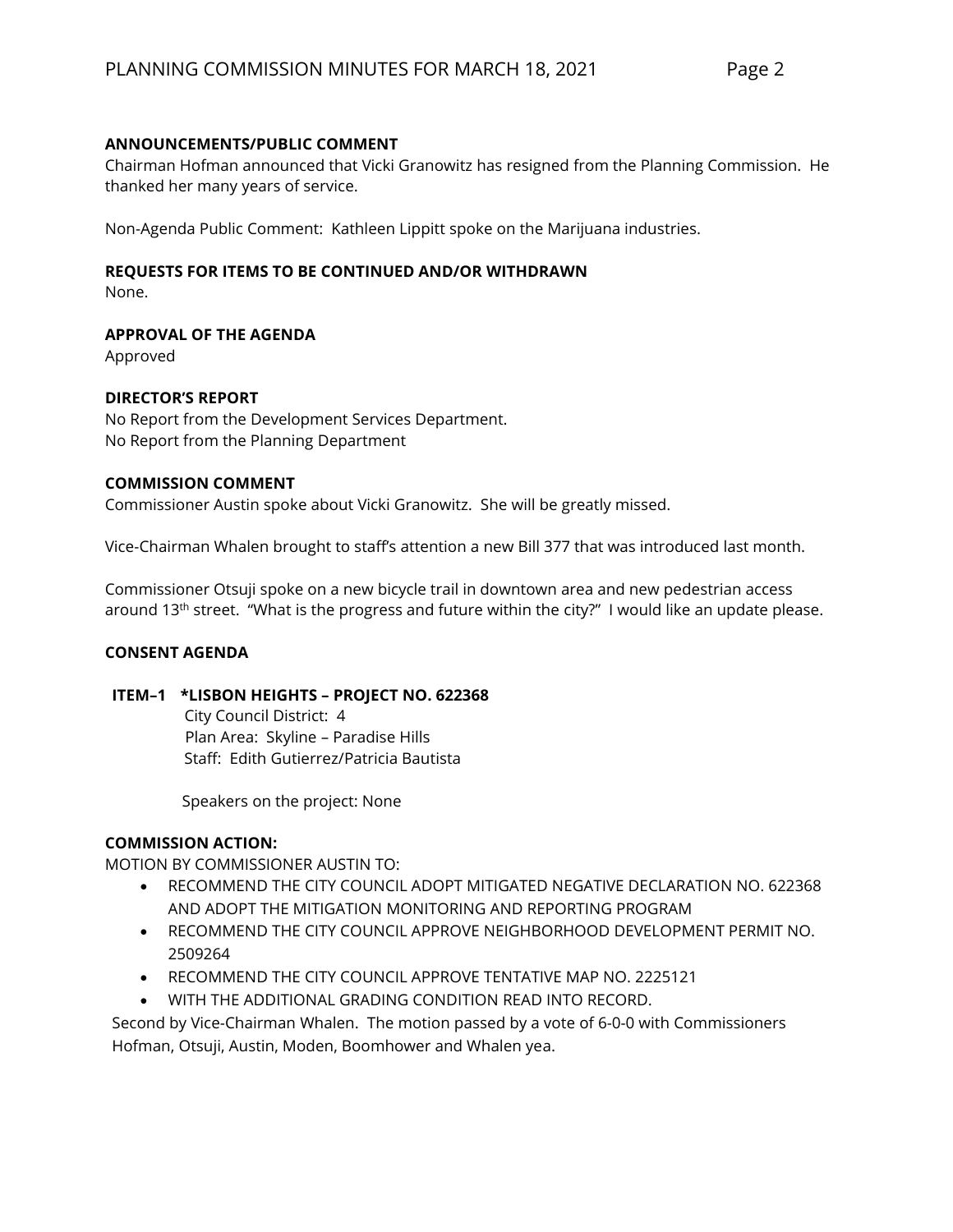**ANNOUNCEMENTS/PUBLIC COMMENT**

Chairman Hofman announced that Vicki Granowitz has resigned from the Planning Commission. He thanked her many years of service.

Non-Agenda Public Comment: Kathleen Lippitt spoke on the Marijuana industries.

**REQUESTS FOR ITEMS TO BE CONTINUED AND/OR WITHDRAWN**

None.

**APPROVAL OF THE AGENDA**

Approved

**DIRECTOR'S REPORT**

No Report from the Development Services Department.
No Report from the Planning Department

**COMMISSION COMMENT**

Commissioner Austin spoke about Vicki Granowitz. She will be greatly missed.

Vice-Chairman Whalen brought to staff's attention a new Bill 377 that was introduced last month.

Commissioner Otsuji spoke on a new bicycle trail in downtown area and new pedestrian access around 13th street. "What is the progress and future within the city?" I would like an update please.

**CONSENT AGENDA**

**ITEM–1 *LISBON HEIGHTS – PROJECT NO. 622368**

City Council District: 4
Plan Area: Skyline – Paradise Hills
Staff: Edith Gutierrez/Patricia Bautista

Speakers on the project: None

**COMMISSION ACTION:**

MOTION BY COMMISSIONER AUSTIN TO:

- RECOMMEND THE CITY COUNCIL ADOPT MITIGATED NEGATIVE DECLARATION NO. 622368 AND ADOPT THE MITIGATION MONITORING AND REPORTING PROGRAM
- RECOMMEND THE CITY COUNCIL APPROVE NEIGHBORHOOD DEVELOPMENT PERMIT NO. 2509264
- RECOMMEND THE CITY COUNCIL APPROVE TENTATIVE MAP NO. 2225121
- WITH THE ADDITIONAL GRADING CONDITION READ INTO RECORD.

Second by Vice-Chairman Whalen. The motion passed by a vote of 6-0-0 with Commissioners Hofman, Otsuji, Austin, Moden, Boomhower and Whalen yea.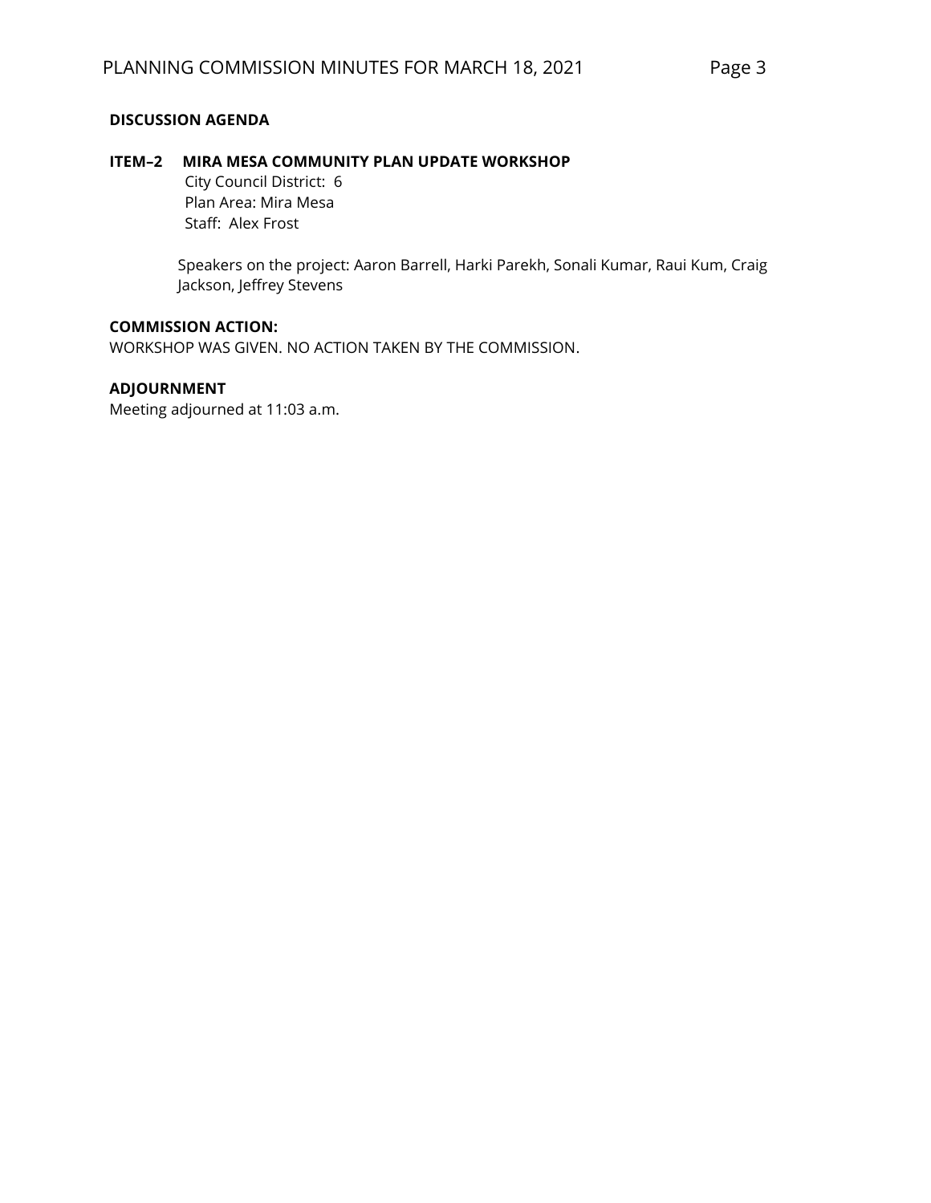**DISCUSSION AGENDA**

**ITEM–2 MIRA MESA COMMUNITY PLAN UPDATE WORKSHOP**

City Council District: 6
Plan Area: Mira Mesa
Staff: Alex Frost

Speakers on the project: Aaron Barrell, Harki Parekh, Sonali Kumar, Raui Kum, Craig Jackson, Jeffrey Stevens

**COMMISSION ACTION:**

WORKSHOP WAS GIVEN. NO ACTION TAKEN BY THE COMMISSION.

**ADJOURNMENT**

Meeting adjourned at 11:03 a.m.